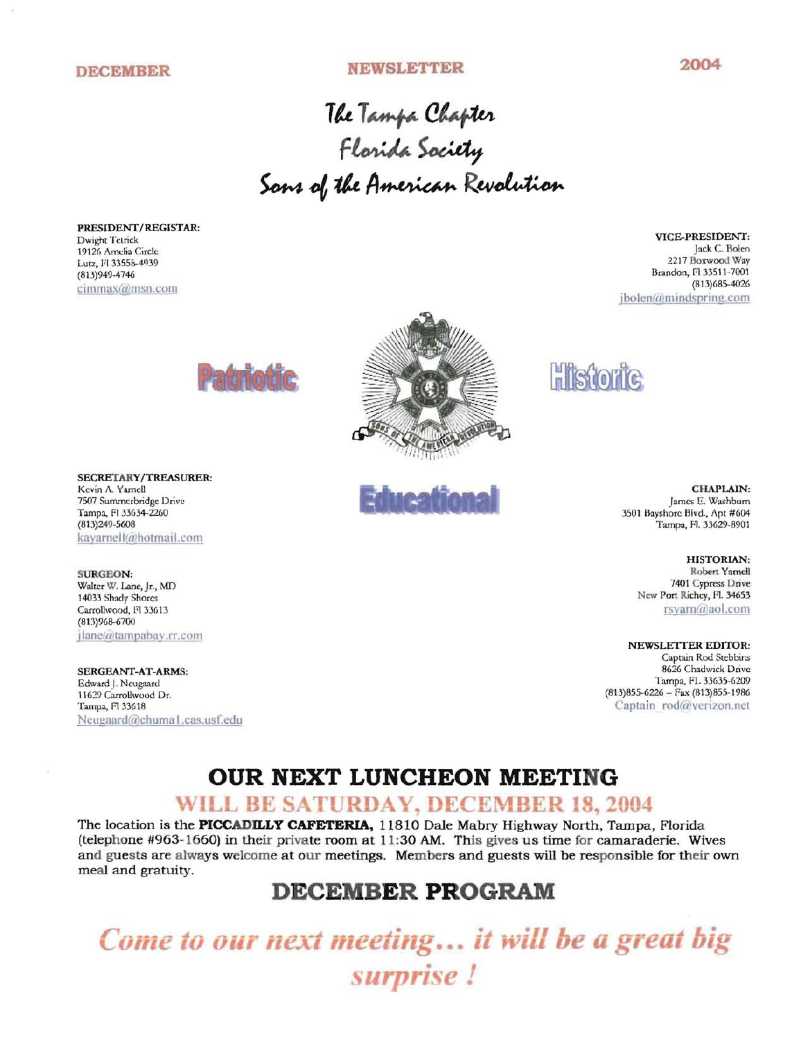**DECEMBER** **NEWSLETTER** **2004**

# The Tampa Chapter
# Florida Society
# Sons of the American Revolution

**PRESIDENT/REGISTAR:**
Dwight Tetrick
19126 Amelia Circle
Lutz, Fl 33558-4939
(813)949-4746
cimmax@msn.com

**VICE-PRESIDENT:**
Jack C. Bolen
2217 Boxwood Way
Brandon, Fl 33511-7001
(813)685-4026
jbolen@mindspring.com

**Patriotic** **Historic** **Educational**

**SECRETARY/TREASURER:**
Kevin A. Yarnell
7507 Summerbridge Drive
Tampa, Fl 33634-2260
(813)249-5608
kayarnell@hotmail.com

**CHAPLAIN:**
James E. Washburn
3501 Bayshore Blvd., Apt #604
Tampa, Fl. 33629-8901

**SURGEON:**
Walter W. Lane, Jr., MD
14033 Shady Shores
Carrollwood, Fl 33613
(813)968-6700
jlane@tampabay.rr.com

**HISTORIAN:**
Robert Yarnell
7401 Cypress Drive
New Port Richey, Fl. 34653
rsyarn@aol.com

**NEWSLETTER EDITOR:**
Captain Rod Stebbins
8626 Chadwick Drive
Tampa, FL 33635-6209
(813)855-6226 – Fax (813)855-1986
Captain_rod@verizon.net

**SERGEANT-AT-ARMS:**
Edward J. Neugaard
11629 Carrollwood Dr.
Tampa, Fl 33618
Neugaard@chuma1.cas.usf.edu

## OUR NEXT LUNCHEON MEETING

### WILL BE SATURDAY, DECEMBER 18, 2004

The location is the **PICCADILLY CAFETERIA,** 11810 Dale Mabry Highway North, Tampa, Florida (telephone #963-1660) in their private room at 11:30 AM. This gives us time for camaraderie. Wives and guests are always welcome at our meetings. Members and guests will be responsible for their own meal and gratuity.

## DECEMBER PROGRAM

***Come to our next meeting… it will be a great big surprise !***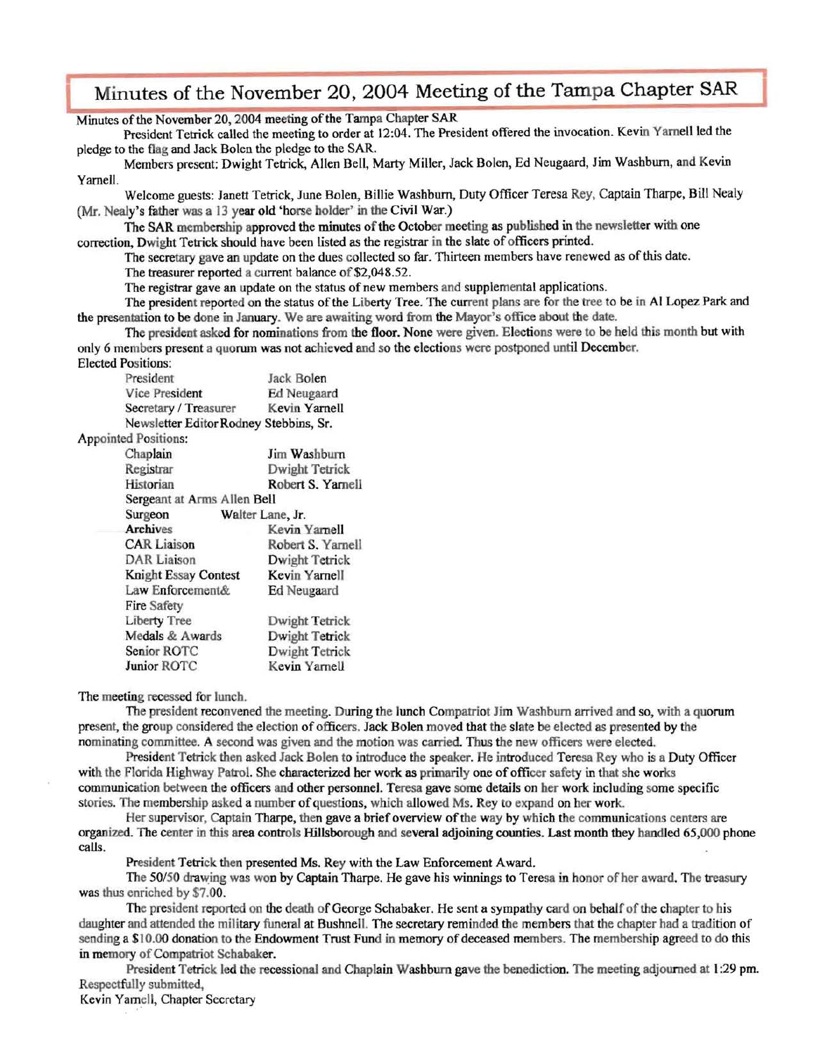# Minutes of the November 20, 2004 Meeting of the Tampa Chapter SAR

Minutes of the November 20, 2004 meeting of the Tampa Chapter SAR

President Tetrick called the meeting to order at 12:04. The President offered the invocation. Kevin Yarnell led the pledge to the flag and Jack Bolen the pledge to the SAR.

Members present: Dwight Tetrick, Allen Bell, Marty Miller, Jack Bolen, Ed Neugaard, Jim Washburn, and Kevin Yarnell.

Welcome guests: Janett Tetrick, June Bolen, Billie Washburn, Duty Officer Teresa Rey, Captain Tharpe, Bill Nealy (Mr. Nealy's father was a 13 year old 'horse holder' in the Civil War.)

The SAR membership approved the minutes of the October meeting as published in the newsletter with one correction, Dwight Tetrick should have been listed as the registrar in the slate of officers printed.

The secretary gave an update on the dues collected so far. Thirteen members have renewed as of this date.

The treasurer reported a current balance of $2,048.52.

The registrar gave an update on the status of new members and supplemental applications.

The president reported on the status of the Liberty Tree. The current plans are for the tree to be in Al Lopez Park and the presentation to be done in January. We are awaiting word from the Mayor's office about the date.

The president asked for nominations from the floor. None were given. Elections were to be held this month but with only 6 members present a quorum was not achieved and so the elections were postponed until December.

Elected Positions:

| | |
|---|---|
| President | Jack Bolen |
| Vice President | Ed Neugaard |
| Secretary / Treasurer | Kevin Yarnell |
| Newsletter Editor | Rodney Stebbins, Sr. |

Appointed Positions:

| | |
|---|---|
| Chaplain | Jim Washburn |
| Registrar | Dwight Tetrick |
| Historian | Robert S. Yarnell |
| Sergeant at Arms | Allen Bell |
| Surgeon | Walter Lane, Jr. |
| Archives | Kevin Yarnell |
| CAR Liaison | Robert S. Yarnell |
| DAR Liaison | Dwight Tetrick |
| Knight Essay Contest | Kevin Yarnell |
| Law Enforcement& Fire Safety | Ed Neugaard |
| Liberty Tree | Dwight Tetrick |
| Medals & Awards | Dwight Tetrick |
| Senior ROTC | Dwight Tetrick |
| Junior ROTC | Kevin Yarnell |

The meeting recessed for lunch.

The president reconvened the meeting. During the lunch Compatriot Jim Washburn arrived and so, with a quorum present, the group considered the election of officers. Jack Bolen moved that the slate be elected as presented by the nominating committee. A second was given and the motion was carried. Thus the new officers were elected.

President Tetrick then asked Jack Bolen to introduce the speaker. He introduced Teresa Rey who is a Duty Officer with the Florida Highway Patrol. She characterized her work as primarily one of officer safety in that she works communication between the officers and other personnel. Teresa gave some details on her work including some specific stories. The membership asked a number of questions, which allowed Ms. Rey to expand on her work.

Her supervisor, Captain Tharpe, then gave a brief overview of the way by which the communications centers are organized. The center in this area controls Hillsborough and several adjoining counties. Last month they handled 65,000 phone calls.

President Tetrick then presented Ms. Rey with the Law Enforcement Award.

The 50/50 drawing was won by Captain Tharpe. He gave his winnings to Teresa in honor of her award. The treasury was thus enriched by $7.00.

The president reported on the death of George Schabaker. He sent a sympathy card on behalf of the chapter to his daughter and attended the military funeral at Bushnell. The secretary reminded the members that the chapter had a tradition of sending a $10.00 donation to the Endowment Trust Fund in memory of deceased members. The membership agreed to do this in memory of Compatriot Schabaker.

President Tetrick led the recessional and Chaplain Washburn gave the benediction. The meeting adjourned at 1:29 pm.

Respectfully submitted,

Kevin Yarnell, Chapter Secretary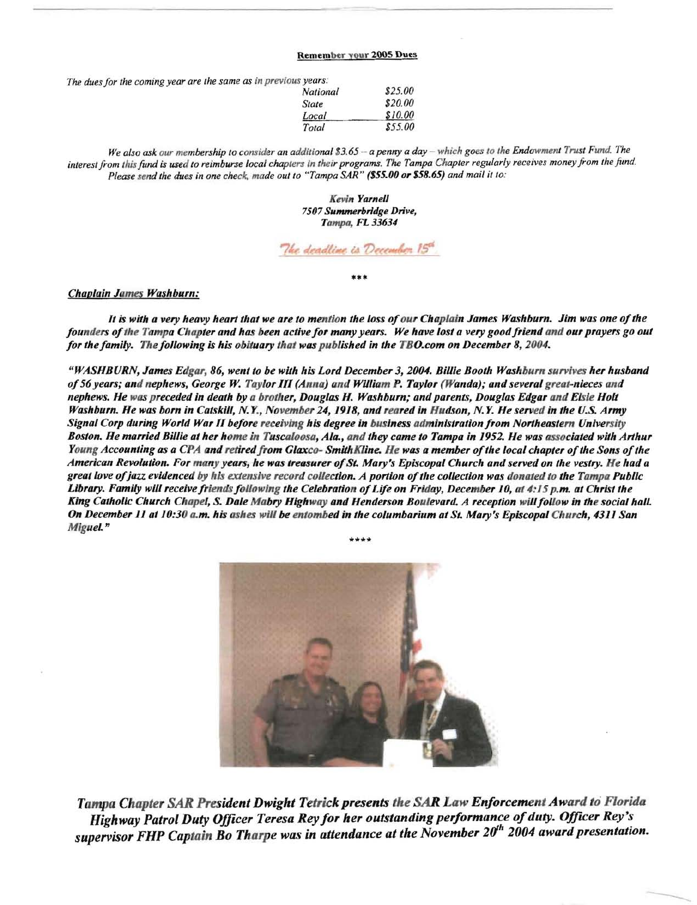**Remember your 2005 Dues**

*The dues for the coming year are the same as in previous years:*

| | |
|---|---|
| *National* | *$25.00* |
| *State* | *$20.00* |
| *Local* | *$10.00* |
| *Total* | *$55.00* |

*We also ask our membership to consider an additional $3.65 – a penny a day – which goes to the Endowment Trust Fund. The interest from this fund is used to reimburse local chapters in their programs. The Tampa Chapter regularly receives money from the fund. Please send the dues in one check, made out to "Tampa SAR" **($55.00 or $58.65)** and mail it to:*

***Kevin Yarnell***
***7507 Summerbridge Drive,***
***Tampa, FL 33634***

*The deadline is December 15th*

\*\*\*

***Chaplain James Washburn:***

***It is with a very heavy heart that we are to mention the loss of our Chaplain James Washburn. Jim was one of the founders of the Tampa Chapter and has been active for many years. We have lost a very good friend and our prayers go out for the family. The following is his obituary that was published in the TBO.com on December 8, 2004.***

***"WASHBURN, James Edgar, 86, went to be with his Lord December 3, 2004. Billie Booth Washburn survives her husband of 56 years; and nephews, George W. Taylor III (Anna) and William P. Taylor (Wanda); and several great-nieces and nephews. He was preceded in death by a brother, Douglas H. Washburn; and parents, Douglas Edgar and Elsie Holt Washburn. He was born in Catskill, N.Y., November 24, 1918, and reared in Hudson, N.Y. He served in the U.S. Army Signal Corp during World War II before receiving his degree in business administration from Northeastern University Boston. He married Billie at her home in Tuscaloosa, Ala., and they came to Tampa in 1952. He was associated with Arthur Young Accounting as a CPA and retired from Glaxco- SmithKline. He was a member of the local chapter of the Sons of the American Revolution. For many years, he was treasurer of St. Mary's Episcopal Church and served on the vestry. He had a great love of jazz evidenced by his extensive record collection. A portion of the collection was donated to the Tampa Public Library. Family will receive friends following the Celebration of Life on Friday, December 10, at 4:15 p.m. at Christ the King Catholic Church Chapel, S. Dale Mabry Highway and Henderson Boulevard. A reception will follow in the social hall. On December 11 at 10:30 a.m. his ashes will be entombed in the columbarium at St. Mary's Episcopal Church, 4311 San Miguel."***

\*\*\*\*

***Tampa Chapter SAR President Dwight Tetrick presents the SAR Law Enforcement Award to Florida Highway Patrol Duty Officer Teresa Rey for her outstanding performance of duty. Officer Rey's supervisor FHP Captain Bo Tharpe was in attendance at the November 20th 2004 award presentation.***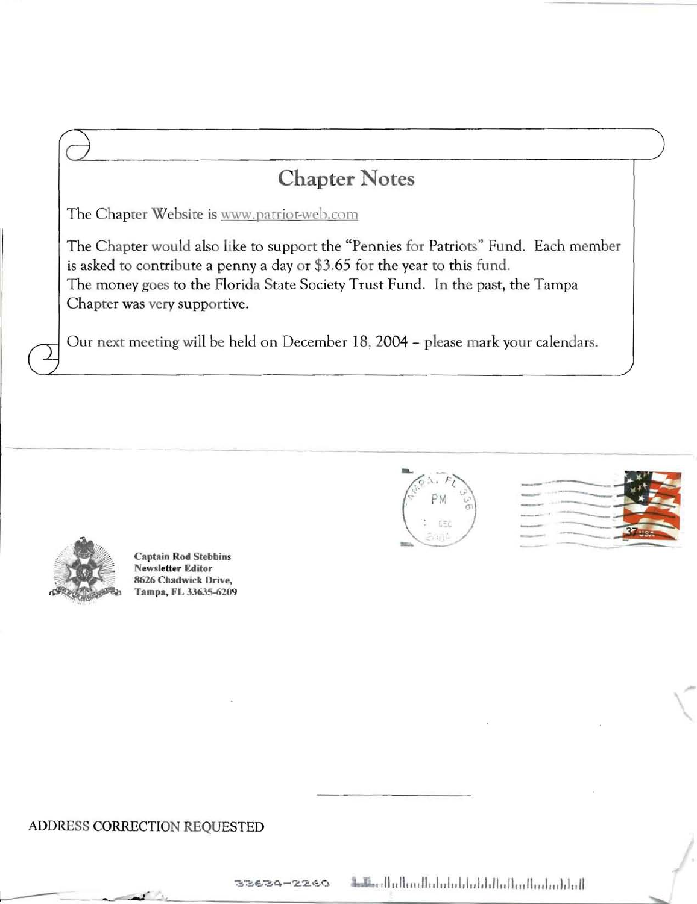## Chapter Notes

The Chapter Website is www.patriot-web.com

The Chapter would also like to support the "Pennies for Patriots" Fund. Each member is asked to contribute a penny a day or $3.65 for the year to this fund. The money goes to the Florida State Society Trust Fund. In the past, the Tampa Chapter was very supportive.

Our next meeting will be held on December 18, 2004 – please mark your calendars.

TAMPA, FL 336
PM
DEC
2004

37 USA

**Captain Rod Stebbins**
**Newsletter Editor**
**8626 Chadwick Drive,**
**Tampa, FL 33635-6209**

ADDRESS CORRECTION REQUESTED

33634-2260